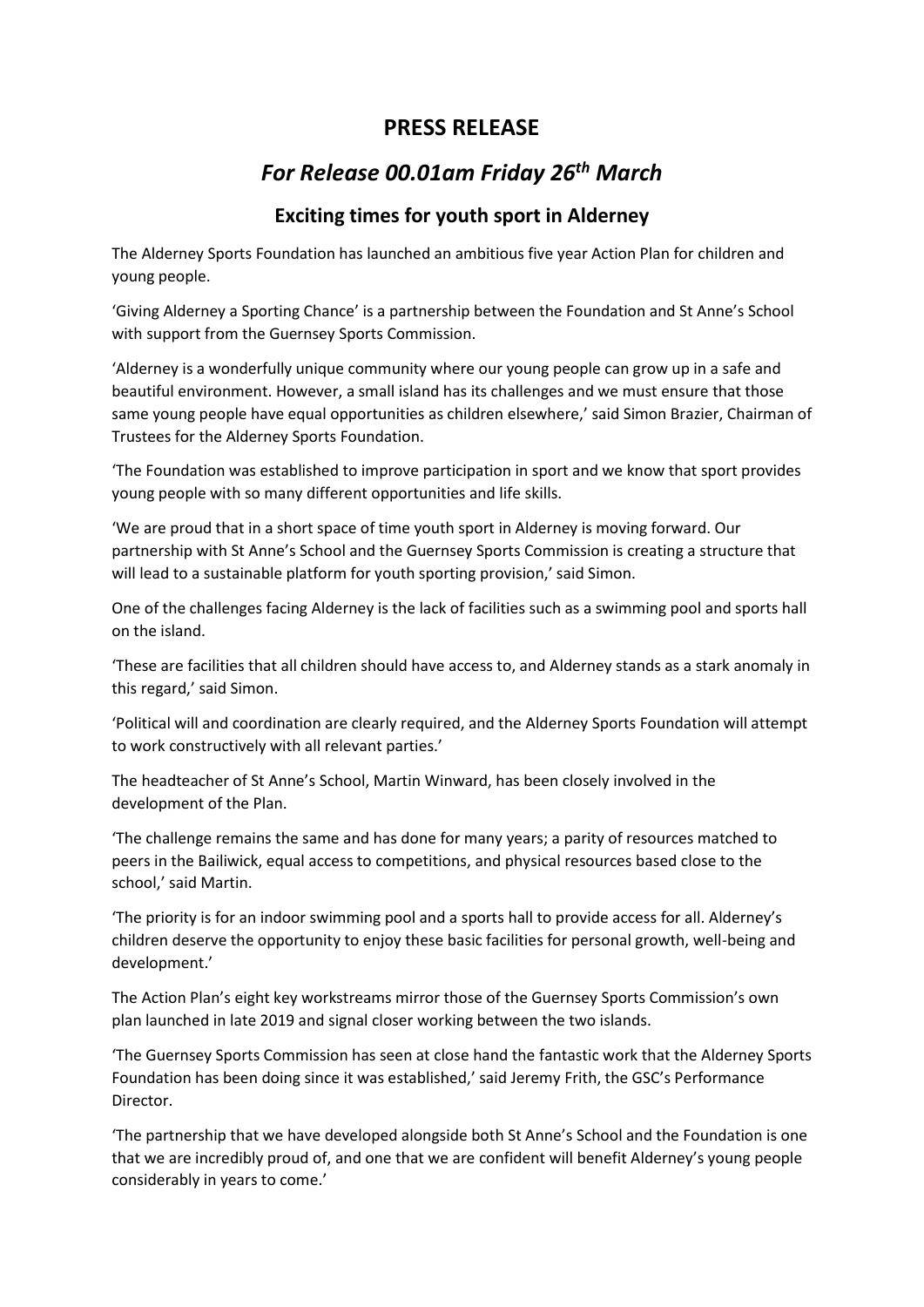# PRESS RELEASE

## *For Release 00.01am Friday 26th March*

### Exciting times for youth sport in Alderney

The Alderney Sports Foundation has launched an ambitious five year Action Plan for children and young people.

'Giving Alderney a Sporting Chance' is a partnership between the Foundation and St Anne's School with support from the Guernsey Sports Commission.

'Alderney is a wonderfully unique community where our young people can grow up in a safe and beautiful environment. However, a small island has its challenges and we must ensure that those same young people have equal opportunities as children elsewhere,' said Simon Brazier, Chairman of Trustees for the Alderney Sports Foundation.

'The Foundation was established to improve participation in sport and we know that sport provides young people with so many different opportunities and life skills.

'We are proud that in a short space of time youth sport in Alderney is moving forward. Our partnership with St Anne's School and the Guernsey Sports Commission is creating a structure that will lead to a sustainable platform for youth sporting provision,' said Simon.

One of the challenges facing Alderney is the lack of facilities such as a swimming pool and sports hall on the island.

'These are facilities that all children should have access to, and Alderney stands as a stark anomaly in this regard,' said Simon.

'Political will and coordination are clearly required, and the Alderney Sports Foundation will attempt to work constructively with all relevant parties.'

The headteacher of St Anne's School, Martin Winward, has been closely involved in the development of the Plan.

'The challenge remains the same and has done for many years; a parity of resources matched to peers in the Bailiwick, equal access to competitions, and physical resources based close to the school,' said Martin.

'The priority is for an indoor swimming pool and a sports hall to provide access for all. Alderney's children deserve the opportunity to enjoy these basic facilities for personal growth, well-being and development.'

The Action Plan's eight key workstreams mirror those of the Guernsey Sports Commission's own plan launched in late 2019 and signal closer working between the two islands.

'The Guernsey Sports Commission has seen at close hand the fantastic work that the Alderney Sports Foundation has been doing since it was established,' said Jeremy Frith, the GSC's Performance Director.

'The partnership that we have developed alongside both St Anne's School and the Foundation is one that we are incredibly proud of, and one that we are confident will benefit Alderney's young people considerably in years to come.'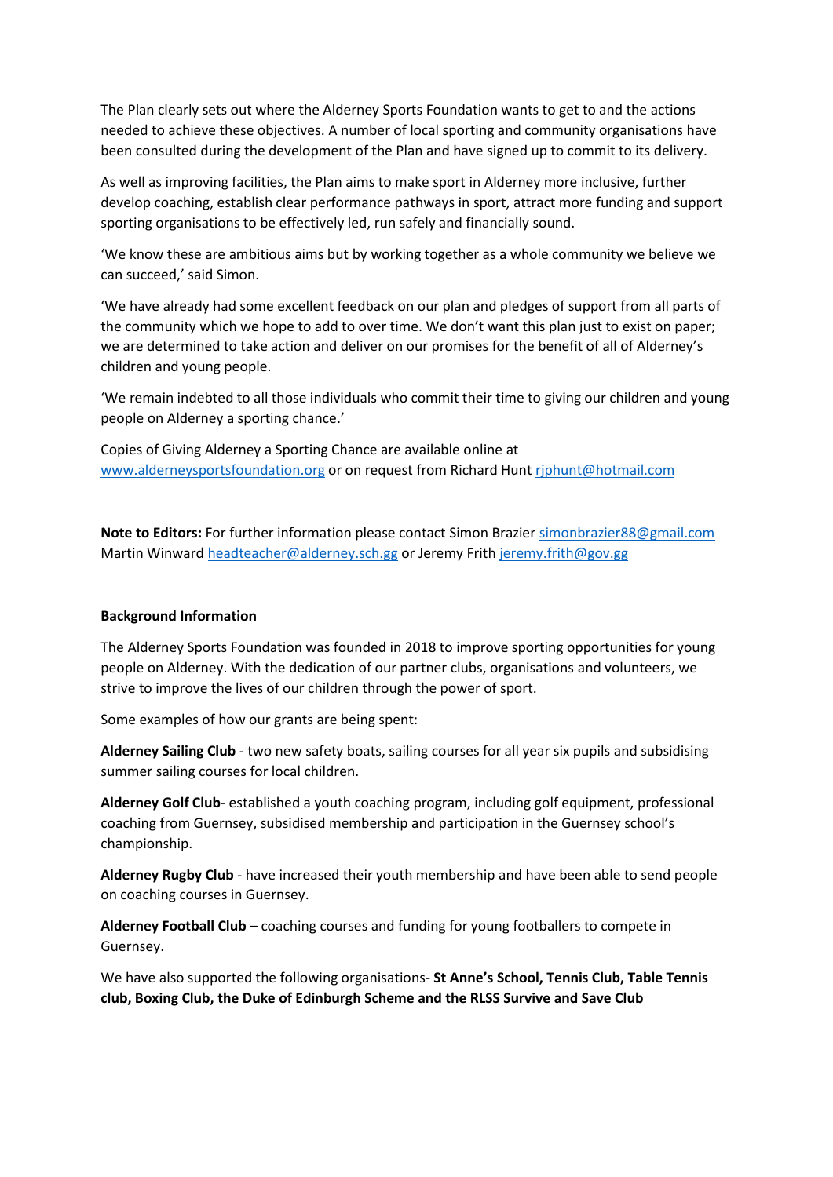The Plan clearly sets out where the Alderney Sports Foundation wants to get to and the actions needed to achieve these objectives. A number of local sporting and community organisations have been consulted during the development of the Plan and have signed up to commit to its delivery.

As well as improving facilities, the Plan aims to make sport in Alderney more inclusive, further develop coaching, establish clear performance pathways in sport, attract more funding and support sporting organisations to be effectively led, run safely and financially sound.

'We know these are ambitious aims but by working together as a whole community we believe we can succeed,' said Simon.

'We have already had some excellent feedback on our plan and pledges of support from all parts of the community which we hope to add to over time. We don't want this plan just to exist on paper; we are determined to take action and deliver on our promises for the benefit of all of Alderney's children and young people.

'We remain indebted to all those individuals who commit their time to giving our children and young people on Alderney a sporting chance.'

Copies of Giving Alderney a Sporting Chance are available online at www.alderneysportsfoundation.org or on request from Richard Hunt rjphunt@hotmail.com

**Note to Editors:** For further information please contact Simon Brazier simonbrazier88@gmail.com Martin Winward headteacher@alderney.sch.gg or Jeremy Frith jeremy.frith@gov.gg

**Background Information**

The Alderney Sports Foundation was founded in 2018 to improve sporting opportunities for young people on Alderney. With the dedication of our partner clubs, organisations and volunteers, we strive to improve the lives of our children through the power of sport.

Some examples of how our grants are being spent:

**Alderney Sailing Club** - two new safety boats, sailing courses for all year six pupils and subsidising summer sailing courses for local children.

**Alderney Golf Club**- established a youth coaching program, including golf equipment, professional coaching from Guernsey, subsidised membership and participation in the Guernsey school's championship.

**Alderney Rugby Club** - have increased their youth membership and have been able to send people on coaching courses in Guernsey.

**Alderney Football Club** – coaching courses and funding for young footballers to compete in Guernsey.

We have also supported the following organisations- **St Anne's School, Tennis Club, Table Tennis club, Boxing Club, the Duke of Edinburgh Scheme and the RLSS Survive and Save Club**